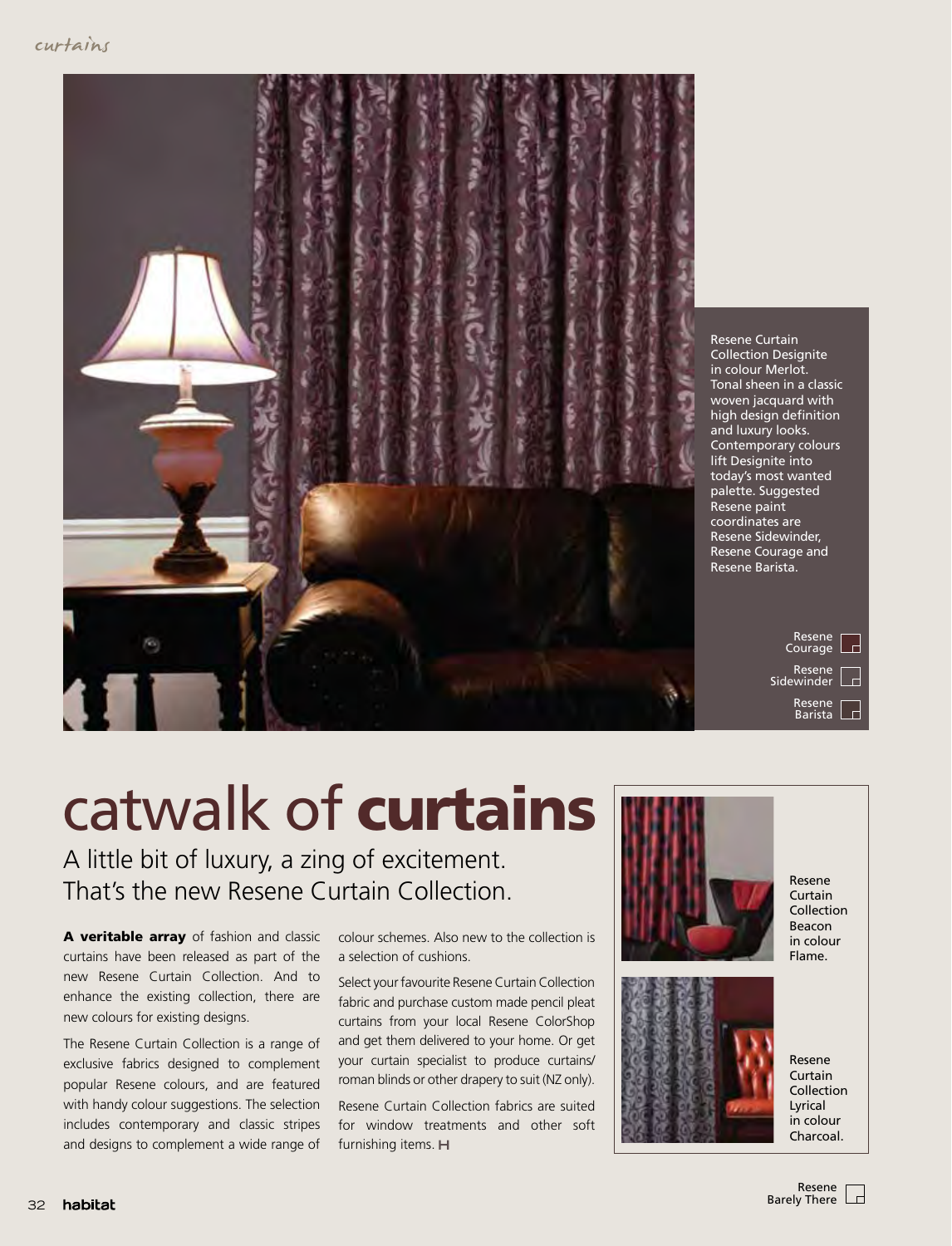Resene Curtain Collection Designite in colour Merlot. Tonal sheen in a classic woven jacquard with high design definition and luxury looks. Contemporary colours lift Designite into today's most wanted palette. Suggested Resene paint coordinates are Resene Sidewinder, Resene Courage and Resene Barista.

Resene Courage

Resene Sidewinder

Resene Barista

# catwalk of **curtains**

## A little bit of luxury, a zing of excitement. That's the new Resene Curtain Collection.

**A veritable array** of fashion and classic curtains have been released as part of the new Resene Curtain Collection. And to enhance the existing collection, there are new colours for existing designs.

The Resene Curtain Collection is a range of exclusive fabrics designed to complement popular Resene colours, and are featured with handy colour suggestions. The selection includes contemporary and classic stripes and designs to complement a wide range of colour schemes. Also new to the collection is a selection of cushions.

Select your favourite Resene Curtain Collection fabric and purchase custom made pencil pleat curtains from your local Resene ColorShop and get them delivered to your home. Or get your curtain specialist to produce curtains/roman blinds or other drapery to suit (NZ only).

Resene Curtain Collection fabrics are suited for window treatments and other soft furnishing items.

Resene Curtain Collection Beacon in colour Flame.

Resene Curtain Collection Lyrical in colour Charcoal.

Resene Barely There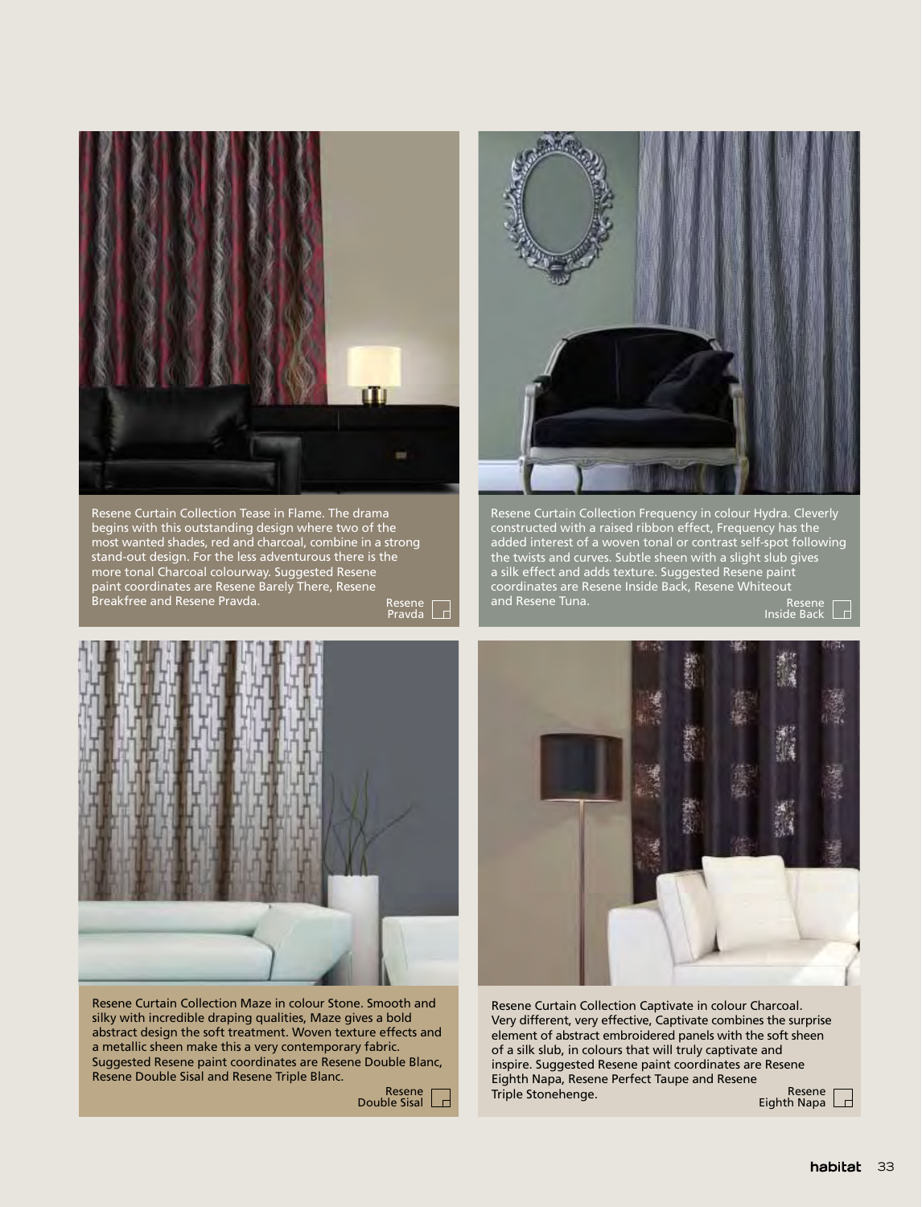Resene Curtain Collection Tease in Flame. The drama begins with this outstanding design where two of the most wanted shades, red and charcoal, combine in a strong stand-out design. For the less adventurous there is the more tonal Charcoal colourway. Suggested Resene paint coordinates are Resene Barely There, Resene Breakfree and Resene Pravda.

Resene Pravda

Resene Curtain Collection Frequency in colour Hydra. Cleverly constructed with a raised ribbon effect, Frequency has the added interest of a woven tonal or contrast self-spot following the twists and curves. Subtle sheen with a slight slub gives a silk effect and adds texture. Suggested Resene paint coordinates are Resene Inside Back, Resene Whiteout and Resene Tuna.

Resene Inside Back

Resene Curtain Collection Maze in colour Stone. Smooth and silky with incredible draping qualities, Maze gives a bold abstract design the soft treatment. Woven texture effects and a metallic sheen make this a very contemporary fabric. Suggested Resene paint coordinates are Resene Double Blanc, Resene Double Sisal and Resene Triple Blanc.

Resene Double Sisal

Resene Curtain Collection Captivate in colour Charcoal. Very different, very effective, Captivate combines the surprise element of abstract embroidered panels with the soft sheen of a silk slub, in colours that will truly captivate and inspire. Suggested Resene paint coordinates are Resene Eighth Napa, Resene Perfect Taupe and Resene Triple Stonehenge.

Resene Eighth Napa